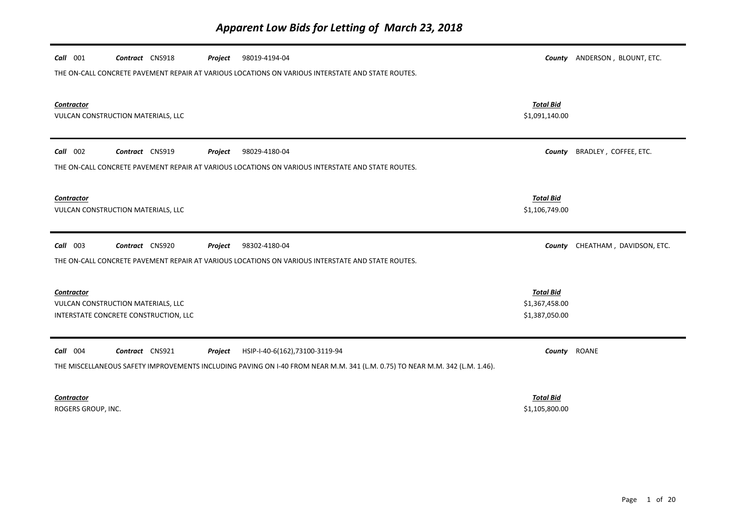# Apparent Low Bids for Letting of March 23, 2018

***Call*** 001 ***Contract*** CNS918 ***Project*** 98019-4194-04 ***County*** ANDERSON , BLOUNT, ETC.

THE ON-CALL CONCRETE PAVEMENT REPAIR AT VARIOUS LOCATIONS ON VARIOUS INTERSTATE AND STATE ROUTES.

| ***Contractor*** | ***Total Bid*** |
|---|---|
| VULCAN CONSTRUCTION MATERIALS, LLC | $1,091,140.00 |

---

***Call*** 002 ***Contract*** CNS919 ***Project*** 98029-4180-04 ***County*** BRADLEY , COFFEE, ETC.

THE ON-CALL CONCRETE PAVEMENT REPAIR AT VARIOUS LOCATIONS ON VARIOUS INTERSTATE AND STATE ROUTES.

| ***Contractor*** | ***Total Bid*** |
|---|---|
| VULCAN CONSTRUCTION MATERIALS, LLC | $1,106,749.00 |

---

***Call*** 003 ***Contract*** CNS920 ***Project*** 98302-4180-04 ***County*** CHEATHAM , DAVIDSON, ETC.

THE ON-CALL CONCRETE PAVEMENT REPAIR AT VARIOUS LOCATIONS ON VARIOUS INTERSTATE AND STATE ROUTES.

| ***Contractor*** | ***Total Bid*** |
|---|---|
| VULCAN CONSTRUCTION MATERIALS, LLC | $1,367,458.00 |
| INTERSTATE CONCRETE CONSTRUCTION, LLC | $1,387,050.00 |

---

***Call*** 004 ***Contract*** CNS921 ***Project*** HSIP-I-40-6(162),73100-3119-94 ***County*** ROANE

THE MISCELLANEOUS SAFETY IMPROVEMENTS INCLUDING PAVING ON I-40 FROM NEAR M.M. 341 (L.M. 0.75) TO NEAR M.M. 342 (L.M. 1.46).

| ***Contractor*** | ***Total Bid*** |
|---|---|
| ROGERS GROUP, INC. | $1,105,800.00 |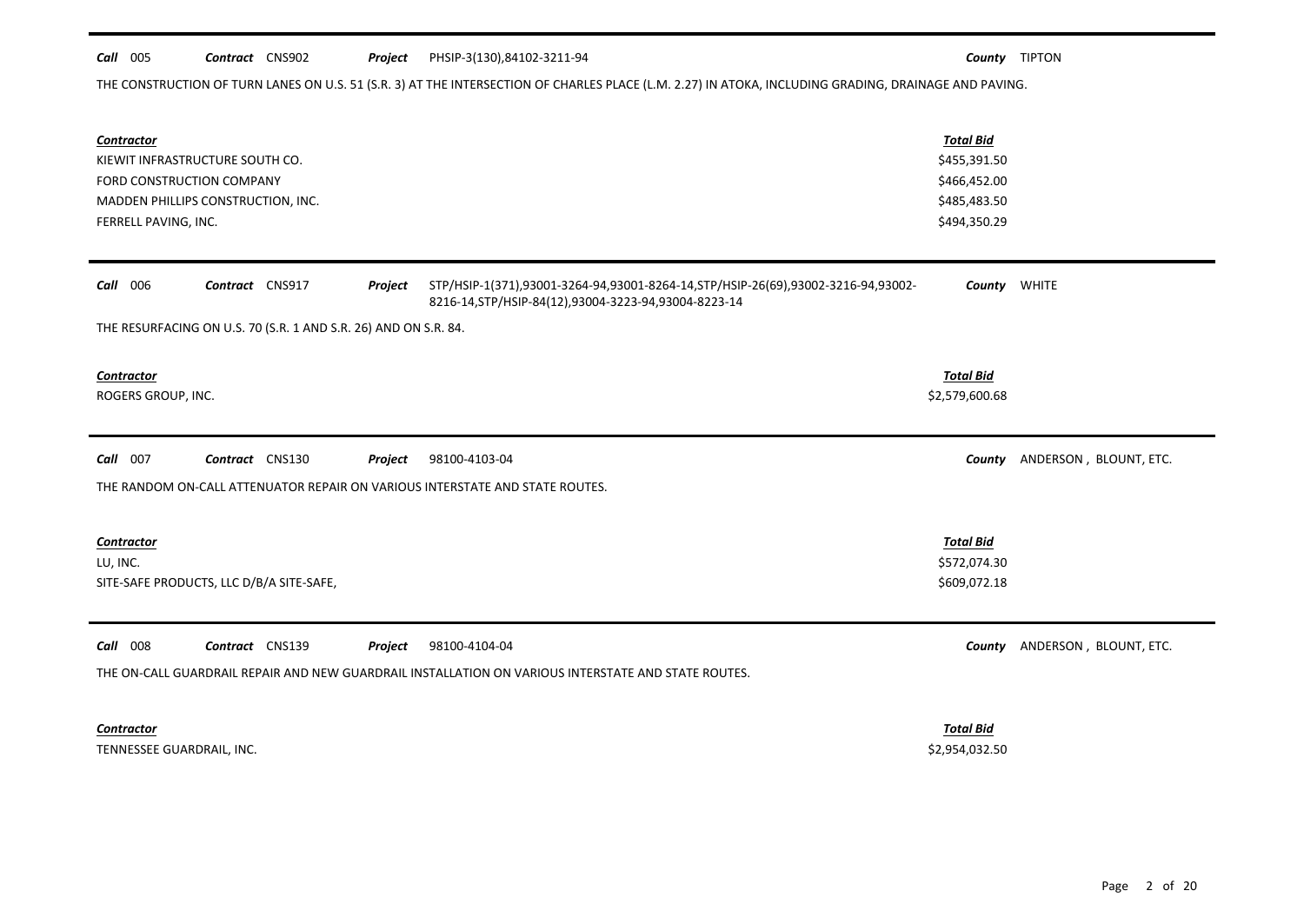**Call** 005 **Contract** CNS902 **Project** PHSIP-3(130),84102-3211-94 **County** TIPTON

THE CONSTRUCTION OF TURN LANES ON U.S. 51 (S.R. 3) AT THE INTERSECTION OF CHARLES PLACE (L.M. 2.27) IN ATOKA, INCLUDING GRADING, DRAINAGE AND PAVING.

| Contractor | Total Bid |
|---|---|
| KIEWIT INFRASTRUCTURE SOUTH CO. | \$455,391.50 |
| FORD CONSTRUCTION COMPANY | \$466,452.00 |
| MADDEN PHILLIPS CONSTRUCTION, INC. | \$485,483.50 |
| FERRELL PAVING, INC. | \$494,350.29 |

---

**Call** 006 **Contract** CNS917 **Project** STP/HSIP-1(371),93001-3264-94,93001-8264-14,STP/HSIP-26(69),93002-3216-94,93002-8216-14,STP/HSIP-84(12),93004-3223-94,93004-8223-14 **County** WHITE

THE RESURFACING ON U.S. 70 (S.R. 1 AND S.R. 26) AND ON S.R. 84.

| Contractor | Total Bid |
|---|---|
| ROGERS GROUP, INC. | \$2,579,600.68 |

---

**Call** 007 **Contract** CNS130 **Project** 98100-4103-04 **County** ANDERSON , BLOUNT, ETC.

THE RANDOM ON-CALL ATTENUATOR REPAIR ON VARIOUS INTERSTATE AND STATE ROUTES.

| Contractor | Total Bid |
|---|---|
| LU, INC. | \$572,074.30 |
| SITE-SAFE PRODUCTS, LLC D/B/A SITE-SAFE, | \$609,072.18 |

---

**Call** 008 **Contract** CNS139 **Project** 98100-4104-04 **County** ANDERSON , BLOUNT, ETC.

THE ON-CALL GUARDRAIL REPAIR AND NEW GUARDRAIL INSTALLATION ON VARIOUS INTERSTATE AND STATE ROUTES.

| Contractor | Total Bid |
|---|---|
| TENNESSEE GUARDRAIL, INC. | \$2,954,032.50 |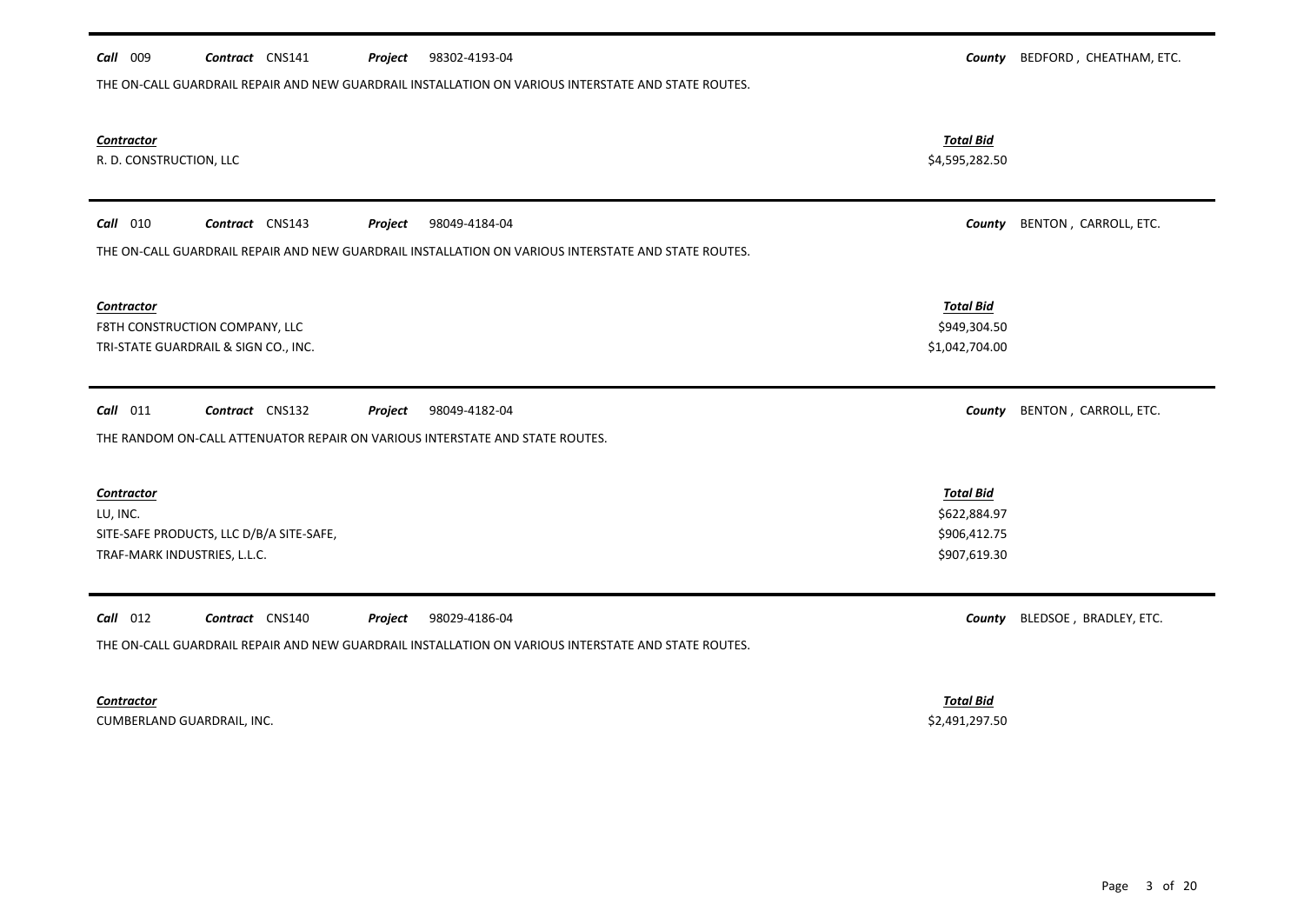**Call** 009 **Contract** CNS141 **Project** 98302-4193-04 **County** BEDFORD , CHEATHAM, ETC.

THE ON-CALL GUARDRAIL REPAIR AND NEW GUARDRAIL INSTALLATION ON VARIOUS INTERSTATE AND STATE ROUTES.

| ***Contractor*** | ***Total Bid*** |
|---|---|
| R. D. CONSTRUCTION, LLC | $4,595,282.50 |

---

**Call** 010 **Contract** CNS143 **Project** 98049-4184-04 **County** BENTON , CARROLL, ETC.

THE ON-CALL GUARDRAIL REPAIR AND NEW GUARDRAIL INSTALLATION ON VARIOUS INTERSTATE AND STATE ROUTES.

| ***Contractor*** | ***Total Bid*** |
|---|---|
| F8TH CONSTRUCTION COMPANY, LLC | $949,304.50 |
| TRI-STATE GUARDRAIL & SIGN CO., INC. | $1,042,704.00 |

---

**Call** 011 **Contract** CNS132 **Project** 98049-4182-04 **County** BENTON , CARROLL, ETC.

THE RANDOM ON-CALL ATTENUATOR REPAIR ON VARIOUS INTERSTATE AND STATE ROUTES.

| ***Contractor*** | ***Total Bid*** |
|---|---|
| LU, INC. | $622,884.97 |
| SITE-SAFE PRODUCTS, LLC D/B/A SITE-SAFE, | $906,412.75 |
| TRAF-MARK INDUSTRIES, L.L.C. | $907,619.30 |

---

**Call** 012 **Contract** CNS140 **Project** 98029-4186-04 **County** BLEDSOE , BRADLEY, ETC.

THE ON-CALL GUARDRAIL REPAIR AND NEW GUARDRAIL INSTALLATION ON VARIOUS INTERSTATE AND STATE ROUTES.

| ***Contractor*** | ***Total Bid*** |
|---|---|
| CUMBERLAND GUARDRAIL, INC. | $2,491,297.50 |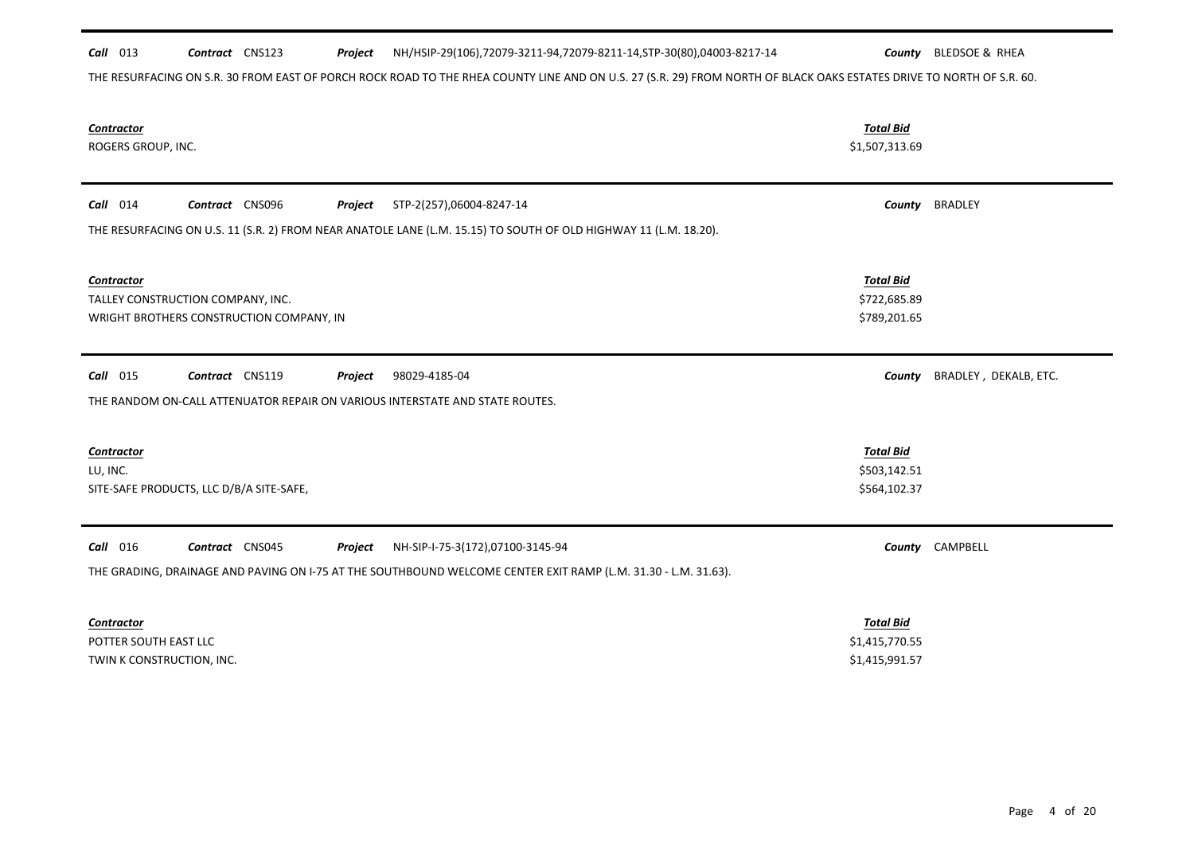**Call** 013 **Contract** CNS123 **Project** NH/HSIP-29(106),72079-3211-94,72079-8211-14,STP-30(80),04003-8217-14 **County** BLEDSOE & RHEA

THE RESURFACING ON S.R. 30 FROM EAST OF PORCH ROCK ROAD TO THE RHEA COUNTY LINE AND ON U.S. 27 (S.R. 29) FROM NORTH OF BLACK OAKS ESTATES DRIVE TO NORTH OF S.R. 60.

| *Contractor* | *Total Bid* |
|---|---|
| ROGERS GROUP, INC. | $1,507,313.69 |

---

**Call** 014 **Contract** CNS096 **Project** STP-2(257),06004-8247-14 **County** BRADLEY

THE RESURFACING ON U.S. 11 (S.R. 2) FROM NEAR ANATOLE LANE (L.M. 15.15) TO SOUTH OF OLD HIGHWAY 11 (L.M. 18.20).

| *Contractor* | *Total Bid* |
|---|---|
| TALLEY CONSTRUCTION COMPANY, INC. | $722,685.89 |
| WRIGHT BROTHERS CONSTRUCTION COMPANY, IN | $789,201.65 |

---

**Call** 015 **Contract** CNS119 **Project** 98029-4185-04 **County** BRADLEY , DEKALB, ETC.

THE RANDOM ON-CALL ATTENUATOR REPAIR ON VARIOUS INTERSTATE AND STATE ROUTES.

| *Contractor* | *Total Bid* |
|---|---|
| LU, INC. | $503,142.51 |
| SITE-SAFE PRODUCTS, LLC D/B/A SITE-SAFE, | $564,102.37 |

---

**Call** 016 **Contract** CNS045 **Project** NH-SIP-I-75-3(172),07100-3145-94 **County** CAMPBELL

THE GRADING, DRAINAGE AND PAVING ON I-75 AT THE SOUTHBOUND WELCOME CENTER EXIT RAMP (L.M. 31.30 - L.M. 31.63).

| *Contractor* | *Total Bid* |
|---|---|
| POTTER SOUTH EAST LLC | $1,415,770.55 |
| TWIN K CONSTRUCTION, INC. | $1,415,991.57 |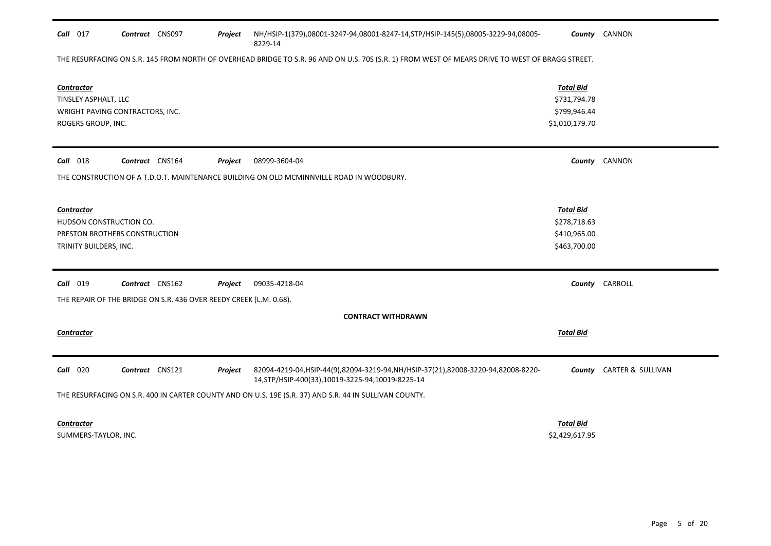**Call** 017 **Contract** CNS097 **Project** NH/HSIP-1(379),08001-3247-94,08001-8247-14,STP/HSIP-145(5),08005-3229-94,08005-8229-14 **County** CANNON

THE RESURFACING ON S.R. 145 FROM NORTH OF OVERHEAD BRIDGE TO S.R. 96 AND ON U.S. 70S (S.R. 1) FROM WEST OF MEARS DRIVE TO WEST OF BRAGG STREET.

| Contractor | Total Bid |
| --- | --- |
| TINSLEY ASPHALT, LLC | \$731,794.78 |
| WRIGHT PAVING CONTRACTORS, INC. | \$799,946.44 |
| ROGERS GROUP, INC. | \$1,010,179.70 |

---

**Call** 018 **Contract** CNS164 **Project** 08999-3604-04 **County** CANNON

THE CONSTRUCTION OF A T.D.O.T. MAINTENANCE BUILDING ON OLD MCMINNVILLE ROAD IN WOODBURY.

| Contractor | Total Bid |
| --- | --- |
| HUDSON CONSTRUCTION CO. | \$278,718.63 |
| PRESTON BROTHERS CONSTRUCTION | \$410,965.00 |
| TRINITY BUILDERS, INC. | \$463,700.00 |

---

**Call** 019 **Contract** CNS162 **Project** 09035-4218-04 **County** CARROLL

THE REPAIR OF THE BRIDGE ON S.R. 436 OVER REEDY CREEK (L.M. 0.68).

**CONTRACT WITHDRAWN**

| Contractor | Total Bid |
| --- | --- |

---

**Call** 020 **Contract** CNS121 **Project** 82094-4219-04,HSIP-44(9),82094-3219-94,NH/HSIP-37(21),82008-3220-94,82008-8220-14,STP/HSIP-400(33),10019-3225-94,10019-8225-14 **County** CARTER & SULLIVAN

THE RESURFACING ON S.R. 400 IN CARTER COUNTY AND ON U.S. 19E (S.R. 37) AND S.R. 44 IN SULLIVAN COUNTY.

| Contractor | Total Bid |
| --- | --- |
| SUMMERS-TAYLOR, INC. | \$2,429,617.95 |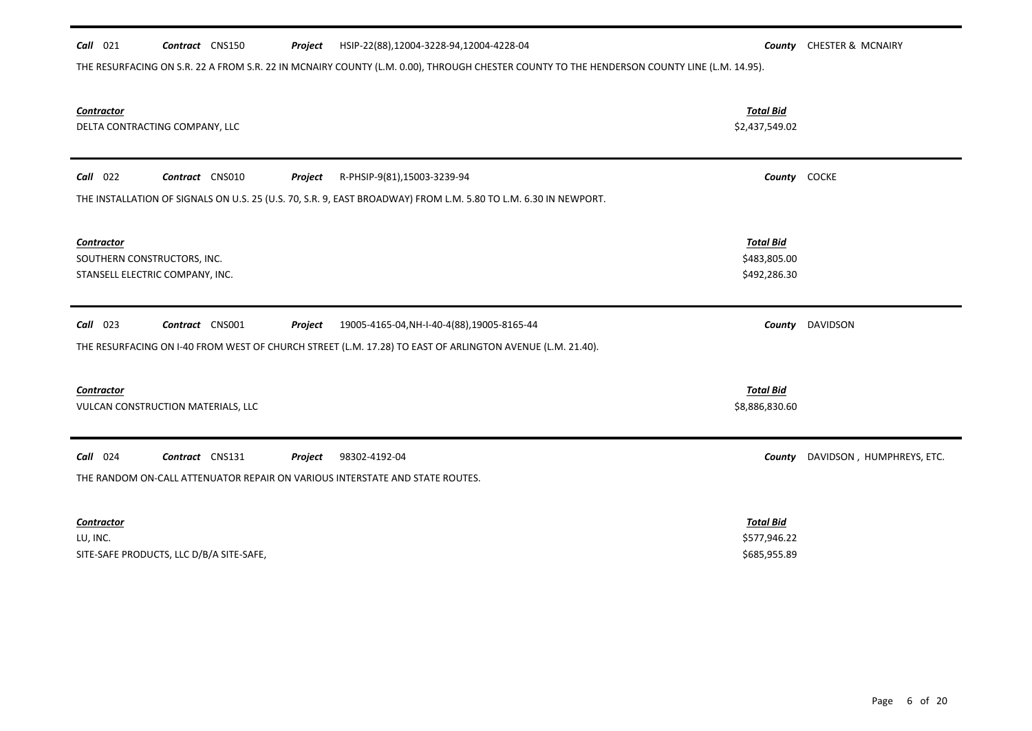**Call** 021 **Contract** CNS150 **Project** HSIP-22(88),12004-3228-94,12004-4228-04 **County** CHESTER & MCNAIRY

THE RESURFACING ON S.R. 22 A FROM S.R. 22 IN MCNAIRY COUNTY (L.M. 0.00), THROUGH CHESTER COUNTY TO THE HENDERSON COUNTY LINE (L.M. 14.95).

| Contractor | Total Bid |
|---|---|
| DELTA CONTRACTING COMPANY, LLC | $2,437,549.02 |

**Call** 022 **Contract** CNS010 **Project** R-PHSIP-9(81),15003-3239-94 **County** COCKE

THE INSTALLATION OF SIGNALS ON U.S. 25 (U.S. 70, S.R. 9, EAST BROADWAY) FROM L.M. 5.80 TO L.M. 6.30 IN NEWPORT.

| Contractor | Total Bid |
|---|---|
| SOUTHERN CONSTRUCTORS, INC. | $483,805.00 |
| STANSELL ELECTRIC COMPANY, INC. | $492,286.30 |

**Call** 023 **Contract** CNS001 **Project** 19005-4165-04,NH-I-40-4(88),19005-8165-44 **County** DAVIDSON

THE RESURFACING ON I-40 FROM WEST OF CHURCH STREET (L.M. 17.28) TO EAST OF ARLINGTON AVENUE (L.M. 21.40).

| Contractor | Total Bid |
|---|---|
| VULCAN CONSTRUCTION MATERIALS, LLC | $8,886,830.60 |

**Call** 024 **Contract** CNS131 **Project** 98302-4192-04 **County** DAVIDSON , HUMPHREYS, ETC.

THE RANDOM ON-CALL ATTENUATOR REPAIR ON VARIOUS INTERSTATE AND STATE ROUTES.

| Contractor | Total Bid |
|---|---|
| LU, INC. | $577,946.22 |
| SITE-SAFE PRODUCTS, LLC D/B/A SITE-SAFE, | $685,955.89 |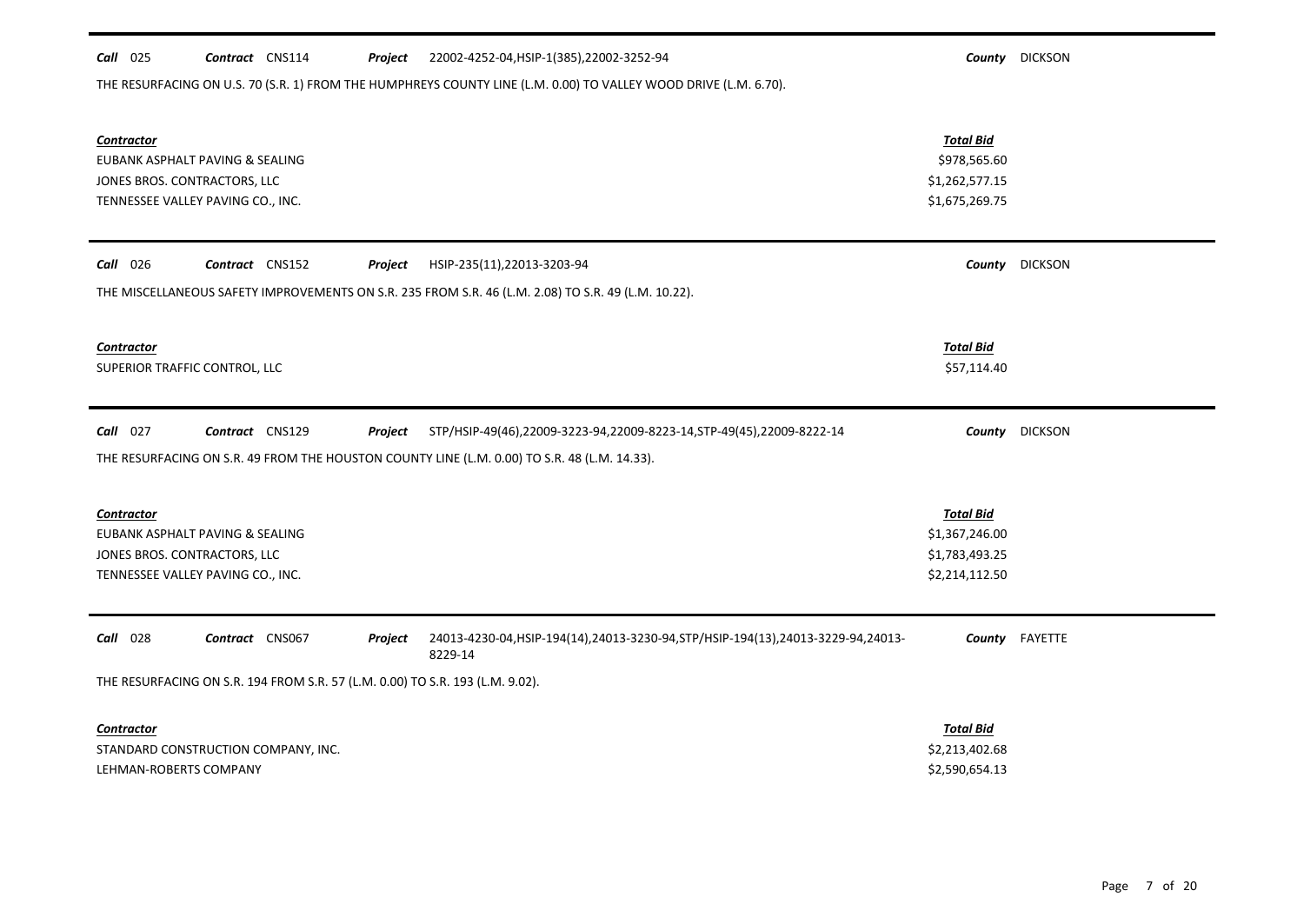**Call** 025 **Contract** CNS114 **Project** 22002-4252-04,HSIP-1(385),22002-3252-94 **County** DICKSON

THE RESURFACING ON U.S. 70 (S.R. 1) FROM THE HUMPHREYS COUNTY LINE (L.M. 0.00) TO VALLEY WOOD DRIVE (L.M. 6.70).

| Contractor | Total Bid |
| --- | --- |
| EUBANK ASPHALT PAVING & SEALING | $978,565.60 |
| JONES BROS. CONTRACTORS, LLC | $1,262,577.15 |
| TENNESSEE VALLEY PAVING CO., INC. | $1,675,269.75 |

**Call** 026 **Contract** CNS152 **Project** HSIP-235(11),22013-3203-94 **County** DICKSON

THE MISCELLANEOUS SAFETY IMPROVEMENTS ON S.R. 235 FROM S.R. 46 (L.M. 2.08) TO S.R. 49 (L.M. 10.22).

| Contractor | Total Bid |
| --- | --- |
| SUPERIOR TRAFFIC CONTROL, LLC | $57,114.40 |

**Call** 027 **Contract** CNS129 **Project** STP/HSIP-49(46),22009-3223-94,22009-8223-14,STP-49(45),22009-8222-14 **County** DICKSON

THE RESURFACING ON S.R. 49 FROM THE HOUSTON COUNTY LINE (L.M. 0.00) TO S.R. 48 (L.M. 14.33).

| Contractor | Total Bid |
| --- | --- |
| EUBANK ASPHALT PAVING & SEALING | $1,367,246.00 |
| JONES BROS. CONTRACTORS, LLC | $1,783,493.25 |
| TENNESSEE VALLEY PAVING CO., INC. | $2,214,112.50 |

**Call** 028 **Contract** CNS067 **Project** 24013-4230-04,HSIP-194(14),24013-3230-94,STP/HSIP-194(13),24013-3229-94,24013-8229-14 **County** FAYETTE

THE RESURFACING ON S.R. 194 FROM S.R. 57 (L.M. 0.00) TO S.R. 193 (L.M. 9.02).

| Contractor | Total Bid |
| --- | --- |
| STANDARD CONSTRUCTION COMPANY, INC. | $2,213,402.68 |
| LEHMAN-ROBERTS COMPANY | $2,590,654.13 |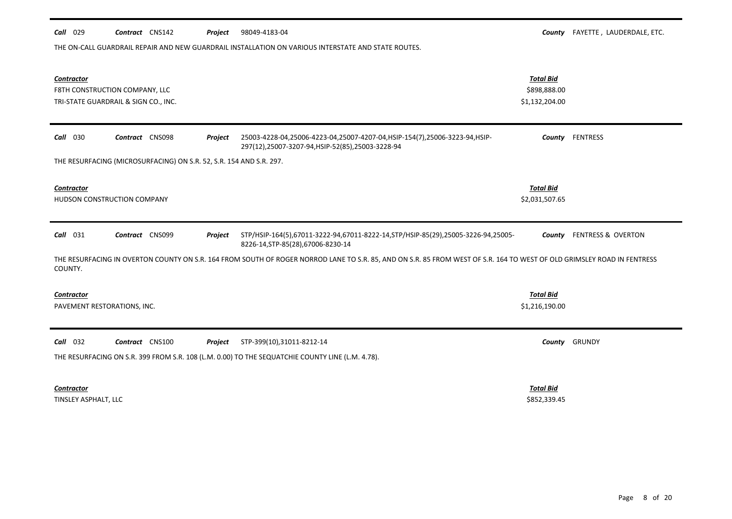**Call** 029 **Contract** CNS142 **Project** 98049-4183-04 **County** FAYETTE , LAUDERDALE, ETC.

THE ON-CALL GUARDRAIL REPAIR AND NEW GUARDRAIL INSTALLATION ON VARIOUS INTERSTATE AND STATE ROUTES.

| ***Contractor*** | ***Total Bid*** |
|---|---|
| F8TH CONSTRUCTION COMPANY, LLC | \$898,888.00 |
| TRI-STATE GUARDRAIL & SIGN CO., INC. | \$1,132,204.00 |

---

**Call** 030 **Contract** CNS098 **Project** 25003-4228-04,25006-4223-04,25007-4207-04,HSIP-154(7),25006-3223-94,HSIP-297(12),25007-3207-94,HSIP-52(85),25003-3228-94 **County** FENTRESS

THE RESURFACING (MICROSURFACING) ON S.R. 52, S.R. 154 AND S.R. 297.

| ***Contractor*** | ***Total Bid*** |
|---|---|
| HUDSON CONSTRUCTION COMPANY | \$2,031,507.65 |

---

**Call** 031 **Contract** CNS099 **Project** STP/HSIP-164(5),67011-3222-94,67011-8222-14,STP/HSIP-85(29),25005-3226-94,25005-8226-14,STP-85(28),67006-8230-14 **County** FENTRESS & OVERTON

THE RESURFACING IN OVERTON COUNTY ON S.R. 164 FROM SOUTH OF ROGER NORROD LANE TO S.R. 85, AND ON S.R. 85 FROM WEST OF S.R. 164 TO WEST OF OLD GRIMSLEY ROAD IN FENTRESS COUNTY.

| ***Contractor*** | ***Total Bid*** |
|---|---|
| PAVEMENT RESTORATIONS, INC. | \$1,216,190.00 |

---

**Call** 032 **Contract** CNS100 **Project** STP-399(10),31011-8212-14 **County** GRUNDY

THE RESURFACING ON S.R. 399 FROM S.R. 108 (L.M. 0.00) TO THE SEQUATCHIE COUNTY LINE (L.M. 4.78).

| ***Contractor*** | ***Total Bid*** |
|---|---|
| TINSLEY ASPHALT, LLC | \$852,339.45 |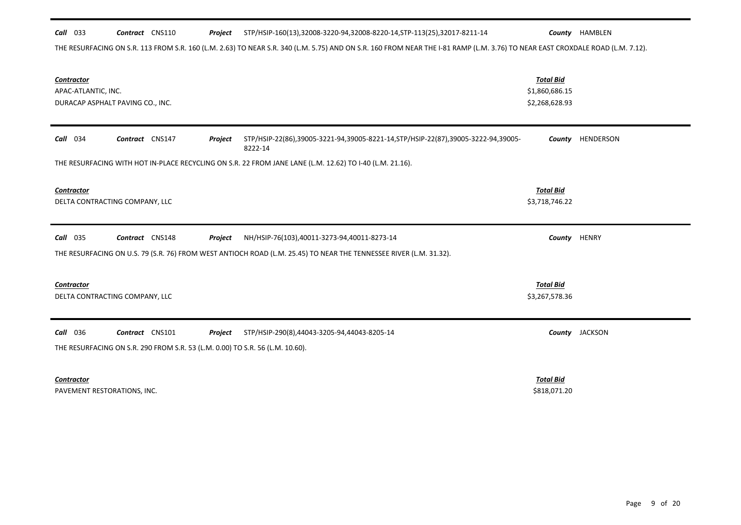**Call** 033 **Contract** CNS110 **Project** STP/HSIP-160(13),32008-3220-94,32008-8220-14,STP-113(25),32017-8211-14 **County** HAMBLEN

THE RESURFACING ON S.R. 113 FROM S.R. 160 (L.M. 2.63) TO NEAR S.R. 340 (L.M. 5.75) AND ON S.R. 160 FROM NEAR THE I-81 RAMP (L.M. 3.76) TO NEAR EAST CROXDALE ROAD (L.M. 7.12).

| Contractor | Total Bid |
|---|---|
| APAC-ATLANTIC, INC. | \$1,860,686.15 |
| DURACAP ASPHALT PAVING CO., INC. | \$2,268,628.93 |

**Call** 034 **Contract** CNS147 **Project** STP/HSIP-22(86),39005-3221-94,39005-8221-14,STP/HSIP-22(87),39005-3222-94,39005-8222-14 **County** HENDERSON

THE RESURFACING WITH HOT IN-PLACE RECYCLING ON S.R. 22 FROM JANE LANE (L.M. 12.62) TO I-40 (L.M. 21.16).

| Contractor | Total Bid |
|---|---|
| DELTA CONTRACTING COMPANY, LLC | \$3,718,746.22 |

**Call** 035 **Contract** CNS148 **Project** NH/HSIP-76(103),40011-3273-94,40011-8273-14 **County** HENRY

THE RESURFACING ON U.S. 79 (S.R. 76) FROM WEST ANTIOCH ROAD (L.M. 25.45) TO NEAR THE TENNESSEE RIVER (L.M. 31.32).

| Contractor | Total Bid |
|---|---|
| DELTA CONTRACTING COMPANY, LLC | \$3,267,578.36 |

**Call** 036 **Contract** CNS101 **Project** STP/HSIP-290(8),44043-3205-94,44043-8205-14 **County** JACKSON

THE RESURFACING ON S.R. 290 FROM S.R. 53 (L.M. 0.00) TO S.R. 56 (L.M. 10.60).

| Contractor | Total Bid |
|---|---|
| PAVEMENT RESTORATIONS, INC. | \$818,071.20 |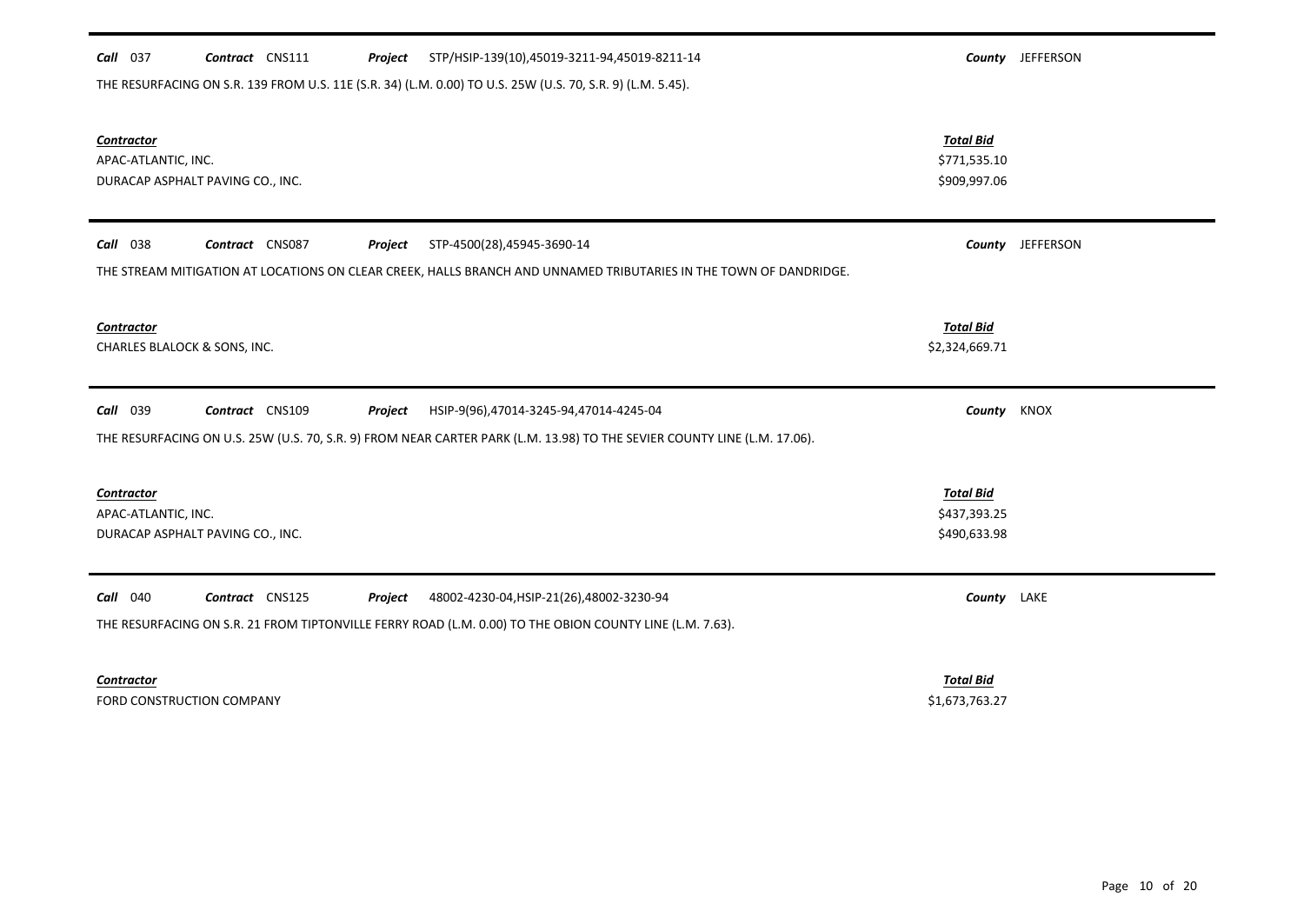**Call** 037 **Contract** CNS111 **Project** STP/HSIP-139(10),45019-3211-94,45019-8211-14 **County** JEFFERSON

THE RESURFACING ON S.R. 139 FROM U.S. 11E (S.R. 34) (L.M. 0.00) TO U.S. 25W (U.S. 70, S.R. 9) (L.M. 5.45).

| Contractor | Total Bid |
|---|---|
| APAC-ATLANTIC, INC. | \$771,535.10 |
| DURACAP ASPHALT PAVING CO., INC. | \$909,997.06 |

---

**Call** 038 **Contract** CNS087 **Project** STP-4500(28),45945-3690-14 **County** JEFFERSON

THE STREAM MITIGATION AT LOCATIONS ON CLEAR CREEK, HALLS BRANCH AND UNNAMED TRIBUTARIES IN THE TOWN OF DANDRIDGE.

| Contractor | Total Bid |
|---|---|
| CHARLES BLALOCK & SONS, INC. | \$2,324,669.71 |

---

**Call** 039 **Contract** CNS109 **Project** HSIP-9(96),47014-3245-94,47014-4245-04 **County** KNOX

THE RESURFACING ON U.S. 25W (U.S. 70, S.R. 9) FROM NEAR CARTER PARK (L.M. 13.98) TO THE SEVIER COUNTY LINE (L.M. 17.06).

| Contractor | Total Bid |
|---|---|
| APAC-ATLANTIC, INC. | \$437,393.25 |
| DURACAP ASPHALT PAVING CO., INC. | \$490,633.98 |

---

**Call** 040 **Contract** CNS125 **Project** 48002-4230-04,HSIP-21(26),48002-3230-94 **County** LAKE

THE RESURFACING ON S.R. 21 FROM TIPTONVILLE FERRY ROAD (L.M. 0.00) TO THE OBION COUNTY LINE (L.M. 7.63).

| Contractor | Total Bid |
|---|---|
| FORD CONSTRUCTION COMPANY | \$1,673,763.27 |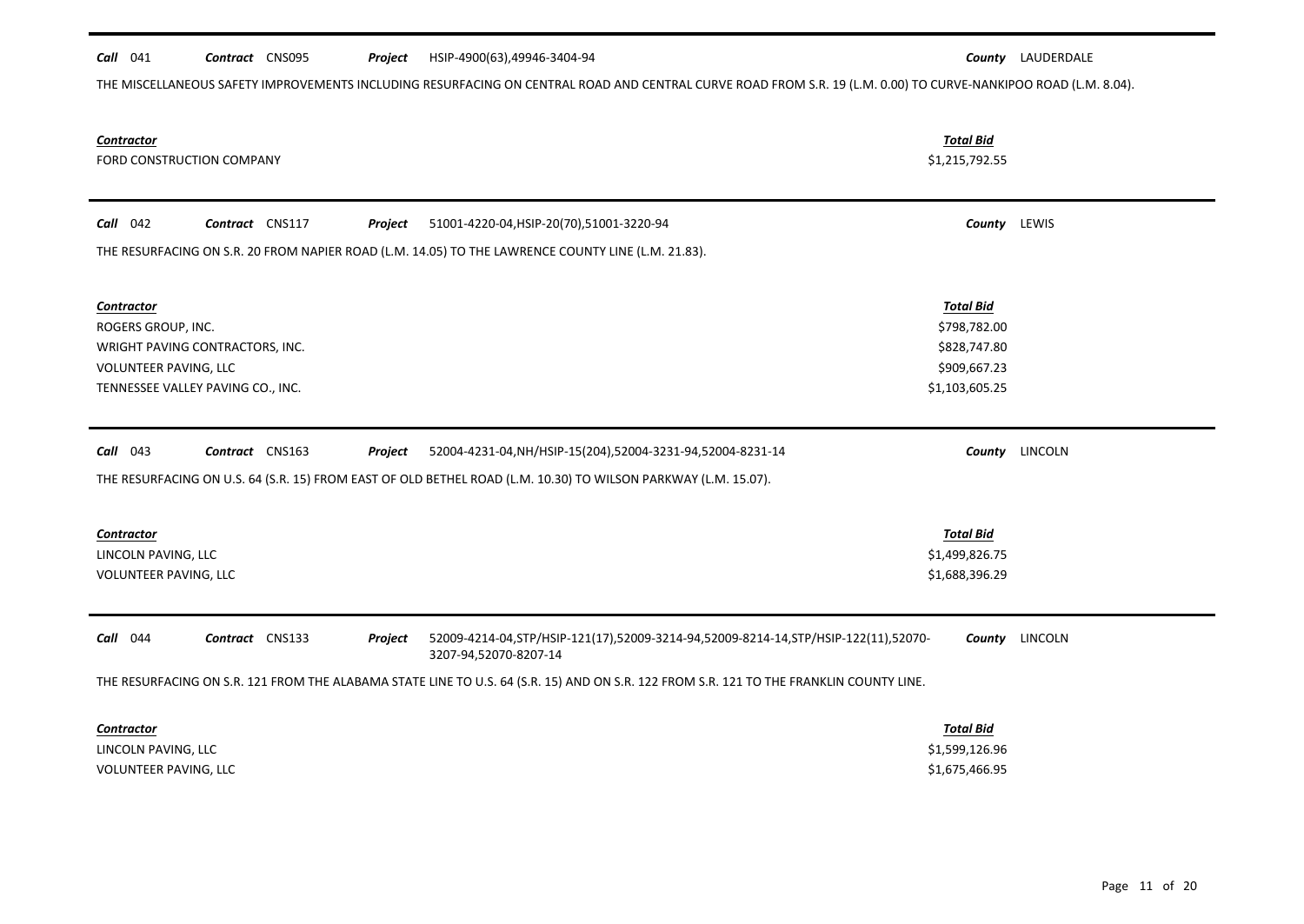**Call** 041 **Contract** CNS095 **Project** HSIP-4900(63),49946-3404-94 **County** LAUDERDALE

THE MISCELLANEOUS SAFETY IMPROVEMENTS INCLUDING RESURFACING ON CENTRAL ROAD AND CENTRAL CURVE ROAD FROM S.R. 19 (L.M. 0.00) TO CURVE-NANKIPOO ROAD (L.M. 8.04).

| Contractor | Total Bid |
|---|---|
| FORD CONSTRUCTION COMPANY | $1,215,792.55 |

---

**Call** 042 **Contract** CNS117 **Project** 51001-4220-04,HSIP-20(70),51001-3220-94 **County** LEWIS

THE RESURFACING ON S.R. 20 FROM NAPIER ROAD (L.M. 14.05) TO THE LAWRENCE COUNTY LINE (L.M. 21.83).

| Contractor | Total Bid |
|---|---|
| ROGERS GROUP, INC. | $798,782.00 |
| WRIGHT PAVING CONTRACTORS, INC. | $828,747.80 |
| VOLUNTEER PAVING, LLC | $909,667.23 |
| TENNESSEE VALLEY PAVING CO., INC. | $1,103,605.25 |

---

**Call** 043 **Contract** CNS163 **Project** 52004-4231-04,NH/HSIP-15(204),52004-3231-94,52004-8231-14 **County** LINCOLN

THE RESURFACING ON U.S. 64 (S.R. 15) FROM EAST OF OLD BETHEL ROAD (L.M. 10.30) TO WILSON PARKWAY (L.M. 15.07).

| Contractor | Total Bid |
|---|---|
| LINCOLN PAVING, LLC | $1,499,826.75 |
| VOLUNTEER PAVING, LLC | $1,688,396.29 |

---

**Call** 044 **Contract** CNS133 **Project** 52009-4214-04,STP/HSIP-121(17),52009-3214-94,52009-8214-14,STP/HSIP-122(11),52070-3207-94,52070-8207-14 **County** LINCOLN

THE RESURFACING ON S.R. 121 FROM THE ALABAMA STATE LINE TO U.S. 64 (S.R. 15) AND ON S.R. 122 FROM S.R. 121 TO THE FRANKLIN COUNTY LINE.

| Contractor | Total Bid |
|---|---|
| LINCOLN PAVING, LLC | $1,599,126.96 |
| VOLUNTEER PAVING, LLC | $1,675,466.95 |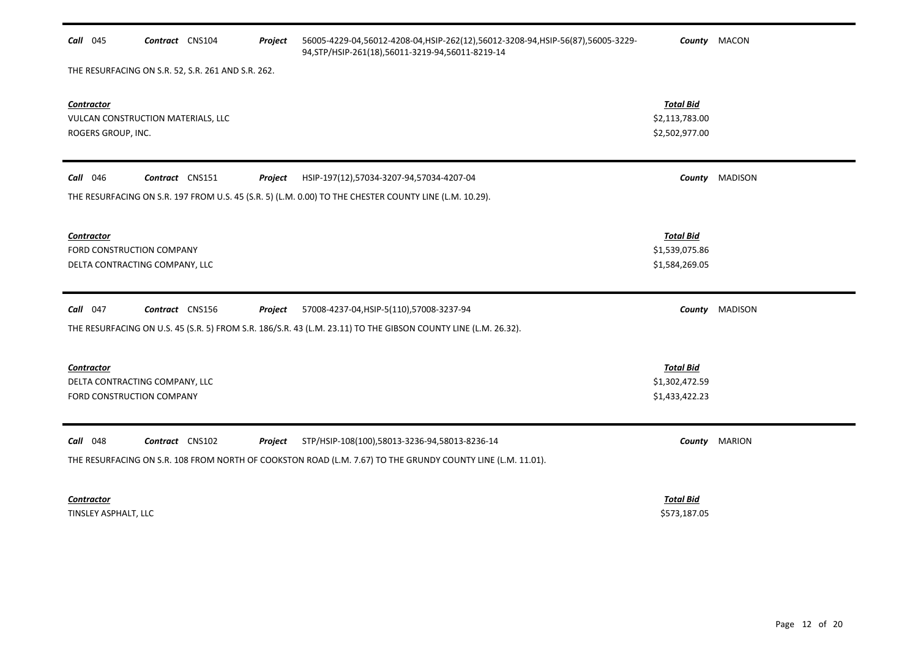**Call** 045 **Contract** CNS104 **Project** 56005-4229-04,56012-4208-04,HSIP-262(12),56012-3208-94,HSIP-56(87),56005-3229-94,STP/HSIP-261(18),56011-3219-94,56011-8219-14 **County** MACON

THE RESURFACING ON S.R. 52, S.R. 261 AND S.R. 262.

| ***Contractor*** | ***Total Bid*** |
|---|---|
| VULCAN CONSTRUCTION MATERIALS, LLC | \$2,113,783.00 |
| ROGERS GROUP, INC. | \$2,502,977.00 |

---

**Call** 046 **Contract** CNS151 **Project** HSIP-197(12),57034-3207-94,57034-4207-04 **County** MADISON

THE RESURFACING ON S.R. 197 FROM U.S. 45 (S.R. 5) (L.M. 0.00) TO THE CHESTER COUNTY LINE (L.M. 10.29).

| ***Contractor*** | ***Total Bid*** |
|---|---|
| FORD CONSTRUCTION COMPANY | \$1,539,075.86 |
| DELTA CONTRACTING COMPANY, LLC | \$1,584,269.05 |

---

**Call** 047 **Contract** CNS156 **Project** 57008-4237-04,HSIP-5(110),57008-3237-94 **County** MADISON

THE RESURFACING ON U.S. 45 (S.R. 5) FROM S.R. 186/S.R. 43 (L.M. 23.11) TO THE GIBSON COUNTY LINE (L.M. 26.32).

| ***Contractor*** | ***Total Bid*** |
|---|---|
| DELTA CONTRACTING COMPANY, LLC | \$1,302,472.59 |
| FORD CONSTRUCTION COMPANY | \$1,433,422.23 |

---

**Call** 048 **Contract** CNS102 **Project** STP/HSIP-108(100),58013-3236-94,58013-8236-14 **County** MARION

THE RESURFACING ON S.R. 108 FROM NORTH OF COOKSTON ROAD (L.M. 7.67) TO THE GRUNDY COUNTY LINE (L.M. 11.01).

| ***Contractor*** | ***Total Bid*** |
|---|---|
| TINSLEY ASPHALT, LLC | \$573,187.05 |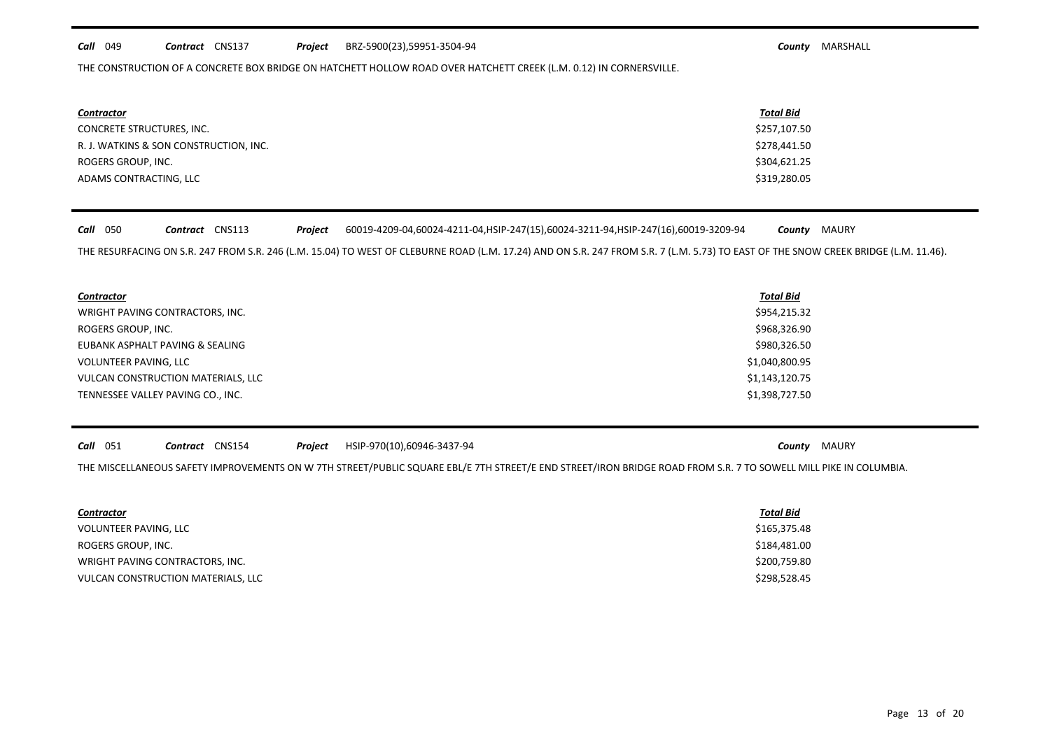**Call** 049 **Contract** CNS137 **Project** BRZ-5900(23),59951-3504-94 **County** MARSHALL

THE CONSTRUCTION OF A CONCRETE BOX BRIDGE ON HATCHETT HOLLOW ROAD OVER HATCHETT CREEK (L.M. 0.12) IN CORNERSVILLE.

| Contractor | Total Bid |
|---|---|
| CONCRETE STRUCTURES, INC. | $257,107.50 |
| R. J. WATKINS & SON CONSTRUCTION, INC. | $278,441.50 |
| ROGERS GROUP, INC. | $304,621.25 |
| ADAMS CONTRACTING, LLC | $319,280.05 |

**Call** 050 **Contract** CNS113 **Project** 60019-4209-04,60024-4211-04,HSIP-247(15),60024-3211-94,HSIP-247(16),60019-3209-94 **County** MAURY

THE RESURFACING ON S.R. 247 FROM S.R. 246 (L.M. 15.04) TO WEST OF CLEBURNE ROAD (L.M. 17.24) AND ON S.R. 247 FROM S.R. 7 (L.M. 5.73) TO EAST OF THE SNOW CREEK BRIDGE (L.M. 11.46).

| Contractor | Total Bid |
|---|---|
| WRIGHT PAVING CONTRACTORS, INC. | $954,215.32 |
| ROGERS GROUP, INC. | $968,326.90 |
| EUBANK ASPHALT PAVING & SEALING | $980,326.50 |
| VOLUNTEER PAVING, LLC | $1,040,800.95 |
| VULCAN CONSTRUCTION MATERIALS, LLC | $1,143,120.75 |
| TENNESSEE VALLEY PAVING CO., INC. | $1,398,727.50 |

**Call** 051 **Contract** CNS154 **Project** HSIP-970(10),60946-3437-94 **County** MAURY

THE MISCELLANEOUS SAFETY IMPROVEMENTS ON W 7TH STREET/PUBLIC SQUARE EBL/E 7TH STREET/E END STREET/IRON BRIDGE ROAD FROM S.R. 7 TO SOWELL MILL PIKE IN COLUMBIA.

| Contractor | Total Bid |
|---|---|
| VOLUNTEER PAVING, LLC | $165,375.48 |
| ROGERS GROUP, INC. | $184,481.00 |
| WRIGHT PAVING CONTRACTORS, INC. | $200,759.80 |
| VULCAN CONSTRUCTION MATERIALS, LLC | $298,528.45 |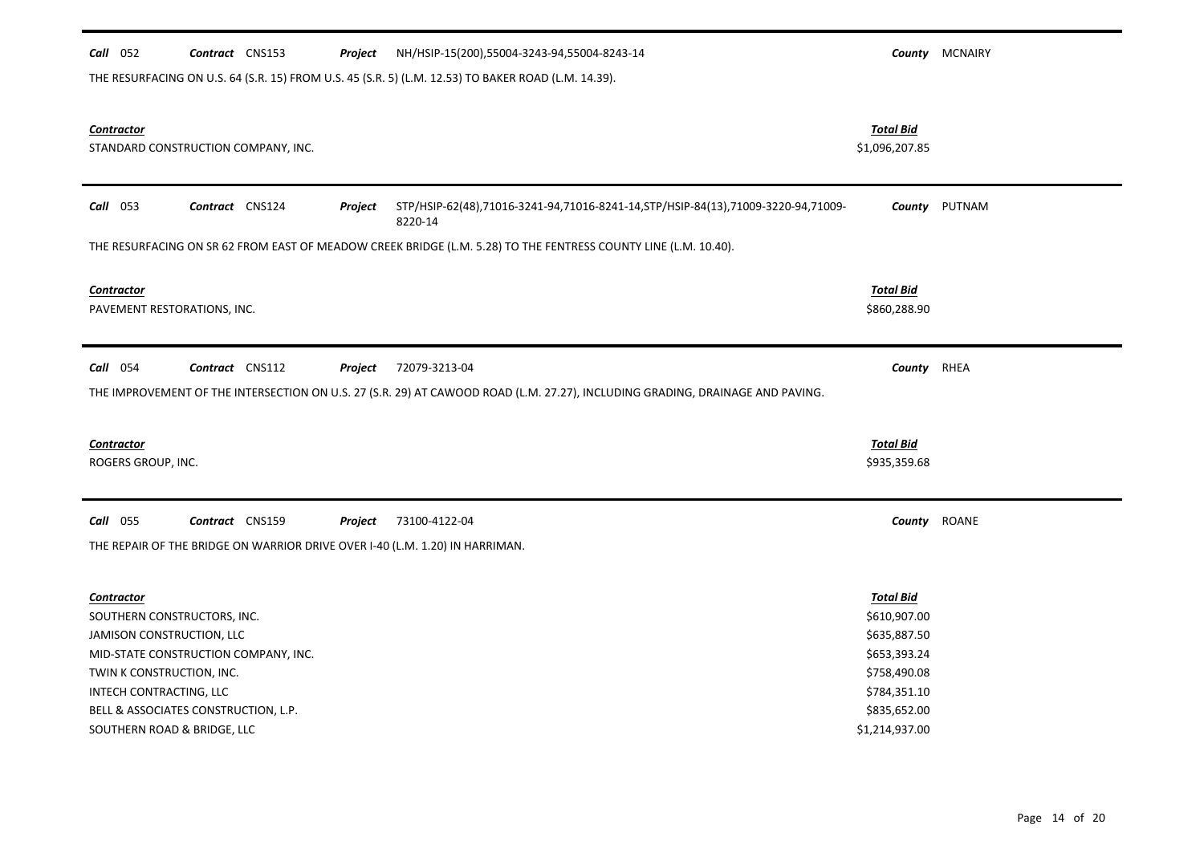**Call** 052 **Contract** CNS153 **Project** NH/HSIP-15(200),55004-3243-94,55004-8243-14 **County** MCNAIRY

THE RESURFACING ON U.S. 64 (S.R. 15) FROM U.S. 45 (S.R. 5) (L.M. 12.53) TO BAKER ROAD (L.M. 14.39).

| Contractor | Total Bid |
| --- | --- |
| STANDARD CONSTRUCTION COMPANY, INC. | $1,096,207.85 |

---

**Call** 053 **Contract** CNS124 **Project** STP/HSIP-62(48),71016-3241-94,71016-8241-14,STP/HSIP-84(13),71009-3220-94,71009-8220-14 **County** PUTNAM

THE RESURFACING ON SR 62 FROM EAST OF MEADOW CREEK BRIDGE (L.M. 5.28) TO THE FENTRESS COUNTY LINE (L.M. 10.40).

| Contractor | Total Bid |
| --- | --- |
| PAVEMENT RESTORATIONS, INC. | $860,288.90 |

---

**Call** 054 **Contract** CNS112 **Project** 72079-3213-04 **County** RHEA

THE IMPROVEMENT OF THE INTERSECTION ON U.S. 27 (S.R. 29) AT CAWOOD ROAD (L.M. 27.27), INCLUDING GRADING, DRAINAGE AND PAVING.

| Contractor | Total Bid |
| --- | --- |
| ROGERS GROUP, INC. | $935,359.68 |

---

**Call** 055 **Contract** CNS159 **Project** 73100-4122-04 **County** ROANE

THE REPAIR OF THE BRIDGE ON WARRIOR DRIVE OVER I-40 (L.M. 1.20) IN HARRIMAN.

| Contractor | Total Bid |
| --- | --- |
| SOUTHERN CONSTRUCTORS, INC. | $610,907.00 |
| JAMISON CONSTRUCTION, LLC | $635,887.50 |
| MID-STATE CONSTRUCTION COMPANY, INC. | $653,393.24 |
| TWIN K CONSTRUCTION, INC. | $758,490.08 |
| INTECH CONTRACTING, LLC | $784,351.10 |
| BELL & ASSOCIATES CONSTRUCTION, L.P. | $835,652.00 |
| SOUTHERN ROAD & BRIDGE, LLC | $1,214,937.00 |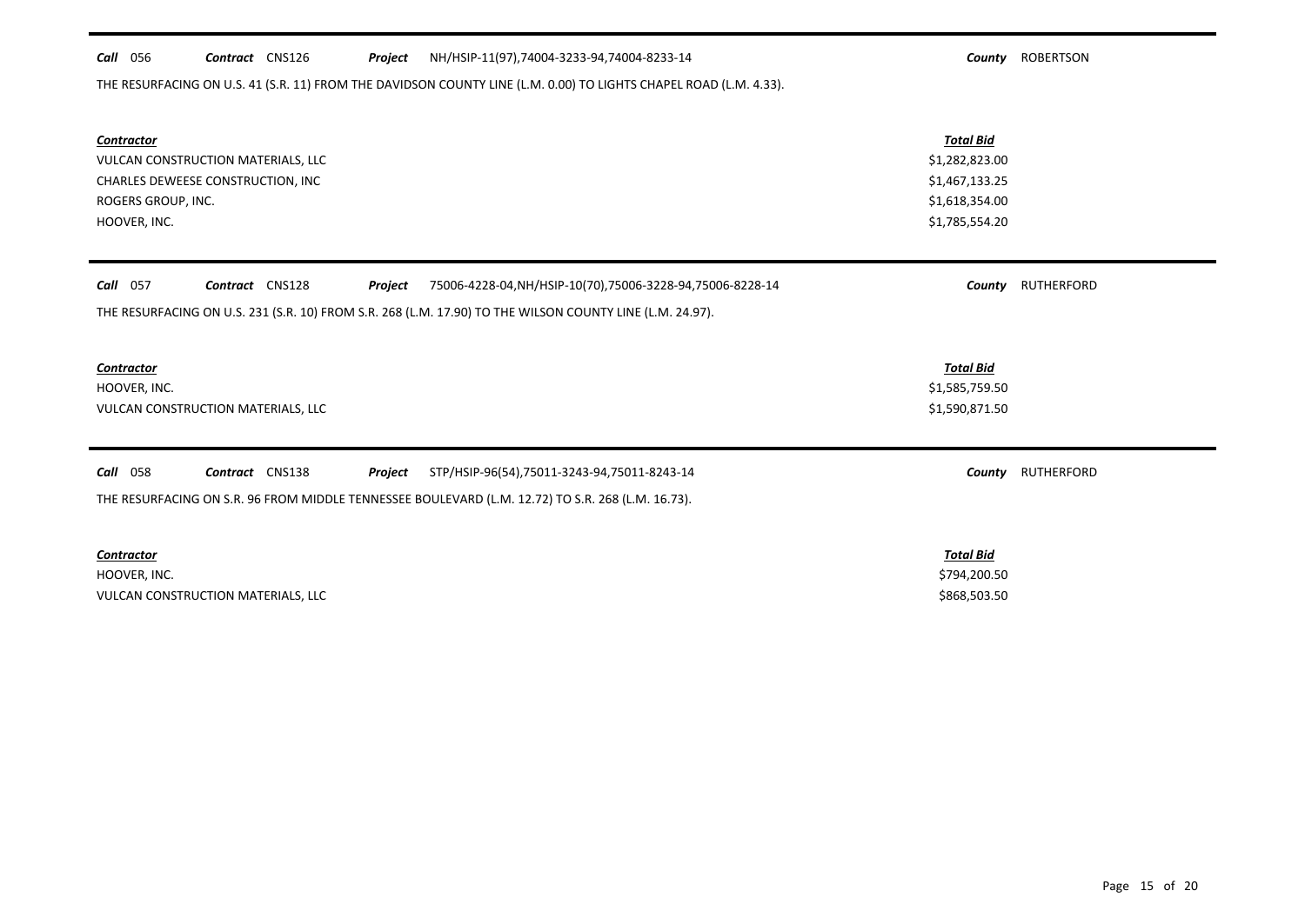**Call** 056 **Contract** CNS126 **Project** NH/HSIP-11(97),74004-3233-94,74004-8233-14 **County** ROBERTSON

THE RESURFACING ON U.S. 41 (S.R. 11) FROM THE DAVIDSON COUNTY LINE (L.M. 0.00) TO LIGHTS CHAPEL ROAD (L.M. 4.33).

| ***Contractor*** | ***Total Bid*** |
|---|---|
| VULCAN CONSTRUCTION MATERIALS, LLC | $1,282,823.00 |
| CHARLES DEWEESE CONSTRUCTION, INC | $1,467,133.25 |
| ROGERS GROUP, INC. | $1,618,354.00 |
| HOOVER, INC. | $1,785,554.20 |

**Call** 057 **Contract** CNS128 **Project** 75006-4228-04,NH/HSIP-10(70),75006-3228-94,75006-8228-14 **County** RUTHERFORD

THE RESURFACING ON U.S. 231 (S.R. 10) FROM S.R. 268 (L.M. 17.90) TO THE WILSON COUNTY LINE (L.M. 24.97).

| ***Contractor*** | ***Total Bid*** |
|---|---|
| HOOVER, INC. | $1,585,759.50 |
| VULCAN CONSTRUCTION MATERIALS, LLC | $1,590,871.50 |

**Call** 058 **Contract** CNS138 **Project** STP/HSIP-96(54),75011-3243-94,75011-8243-14 **County** RUTHERFORD

THE RESURFACING ON S.R. 96 FROM MIDDLE TENNESSEE BOULEVARD (L.M. 12.72) TO S.R. 268 (L.M. 16.73).

| ***Contractor*** | ***Total Bid*** |
|---|---|
| HOOVER, INC. | $794,200.50 |
| VULCAN CONSTRUCTION MATERIALS, LLC | $868,503.50 |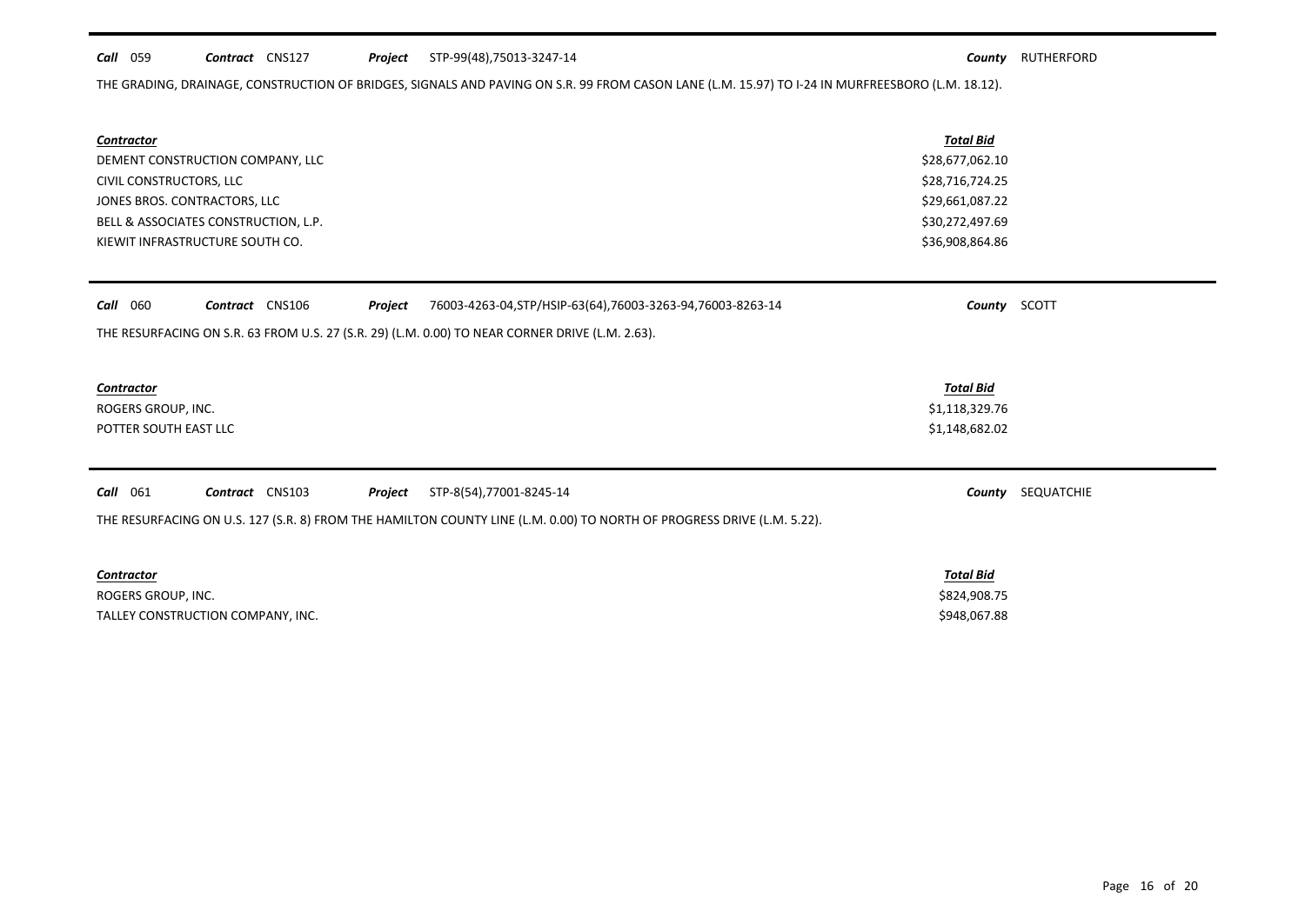**Call** 059 **Contract** CNS127 **Project** STP-99(48),75013-3247-14 **County** RUTHERFORD

THE GRADING, DRAINAGE, CONSTRUCTION OF BRIDGES, SIGNALS AND PAVING ON S.R. 99 FROM CASON LANE (L.M. 15.97) TO I-24 IN MURFREESBORO (L.M. 18.12).

| Contractor | Total Bid |
|---|---|
| DEMENT CONSTRUCTION COMPANY, LLC | $28,677,062.10 |
| CIVIL CONSTRUCTORS, LLC | $28,716,724.25 |
| JONES BROS. CONTRACTORS, LLC | $29,661,087.22 |
| BELL & ASSOCIATES CONSTRUCTION, L.P. | $30,272,497.69 |
| KIEWIT INFRASTRUCTURE SOUTH CO. | $36,908,864.86 |

**Call** 060 **Contract** CNS106 **Project** 76003-4263-04,STP/HSIP-63(64),76003-3263-94,76003-8263-14 **County** SCOTT

THE RESURFACING ON S.R. 63 FROM U.S. 27 (S.R. 29) (L.M. 0.00) TO NEAR CORNER DRIVE (L.M. 2.63).

| Contractor | Total Bid |
|---|---|
| ROGERS GROUP, INC. | $1,118,329.76 |
| POTTER SOUTH EAST LLC | $1,148,682.02 |

**Call** 061 **Contract** CNS103 **Project** STP-8(54),77001-8245-14 **County** SEQUATCHIE

THE RESURFACING ON U.S. 127 (S.R. 8) FROM THE HAMILTON COUNTY LINE (L.M. 0.00) TO NORTH OF PROGRESS DRIVE (L.M. 5.22).

| Contractor | Total Bid |
|---|---|
| ROGERS GROUP, INC. | $824,908.75 |
| TALLEY CONSTRUCTION COMPANY, INC. | $948,067.88 |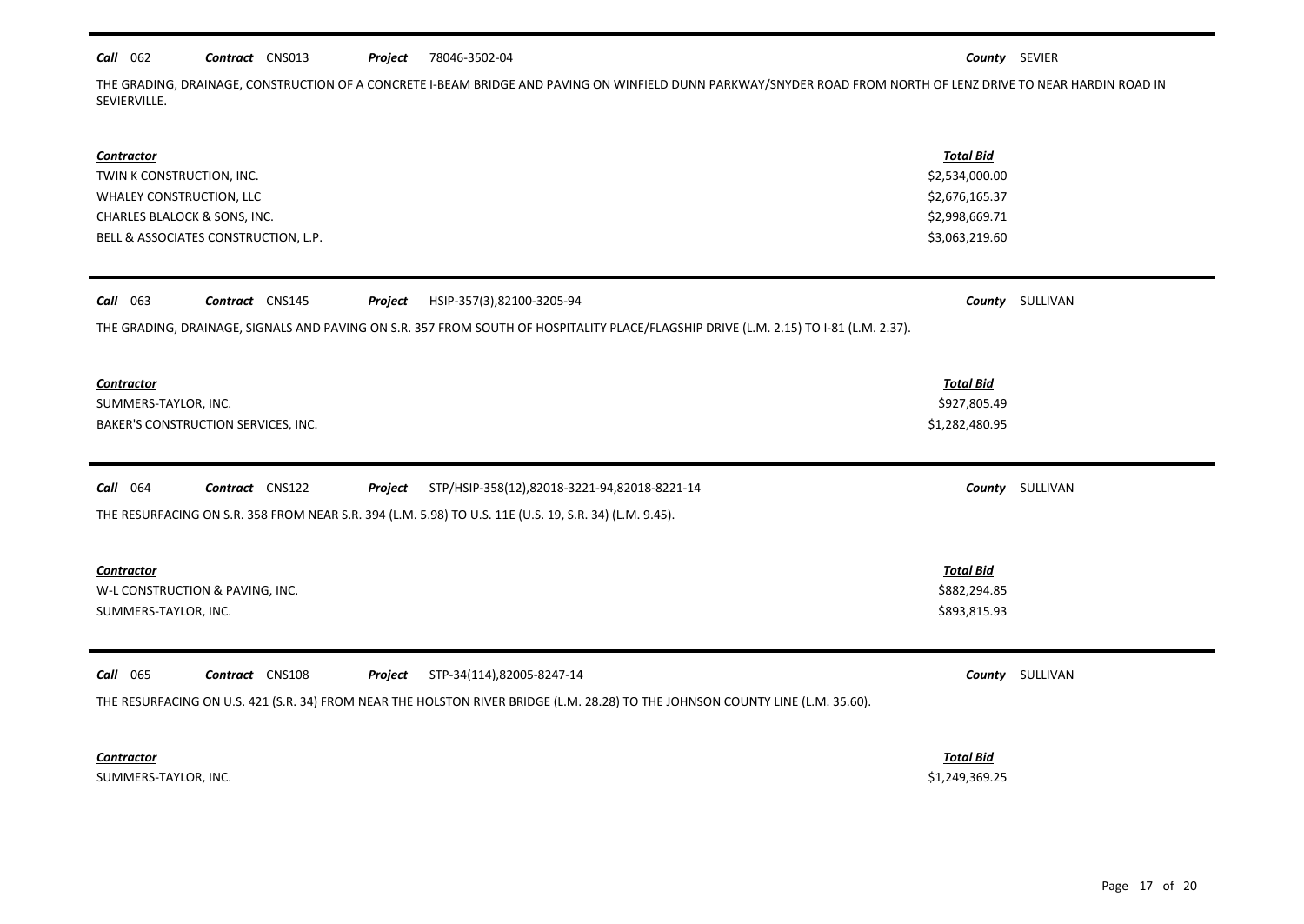**Call** 062 **Contract** CNS013 **Project** 78046-3502-04 **County** SEVIER

THE GRADING, DRAINAGE, CONSTRUCTION OF A CONCRETE I-BEAM BRIDGE AND PAVING ON WINFIELD DUNN PARKWAY/SNYDER ROAD FROM NORTH OF LENZ DRIVE TO NEAR HARDIN ROAD IN SEVIERVILLE.

| Contractor | Total Bid |
|---|---|
| TWIN K CONSTRUCTION, INC. | $2,534,000.00 |
| WHALEY CONSTRUCTION, LLC | $2,676,165.37 |
| CHARLES BLALOCK & SONS, INC. | $2,998,669.71 |
| BELL & ASSOCIATES CONSTRUCTION, L.P. | $3,063,219.60 |

**Call** 063 **Contract** CNS145 **Project** HSIP-357(3),82100-3205-94 **County** SULLIVAN

THE GRADING, DRAINAGE, SIGNALS AND PAVING ON S.R. 357 FROM SOUTH OF HOSPITALITY PLACE/FLAGSHIP DRIVE (L.M. 2.15) TO I-81 (L.M. 2.37).

| Contractor | Total Bid |
|---|---|
| SUMMERS-TAYLOR, INC. | $927,805.49 |
| BAKER'S CONSTRUCTION SERVICES, INC. | $1,282,480.95 |

**Call** 064 **Contract** CNS122 **Project** STP/HSIP-358(12),82018-3221-94,82018-8221-14 **County** SULLIVAN

THE RESURFACING ON S.R. 358 FROM NEAR S.R. 394 (L.M. 5.98) TO U.S. 11E (U.S. 19, S.R. 34) (L.M. 9.45).

| Contractor | Total Bid |
|---|---|
| W-L CONSTRUCTION & PAVING, INC. | $882,294.85 |
| SUMMERS-TAYLOR, INC. | $893,815.93 |

**Call** 065 **Contract** CNS108 **Project** STP-34(114),82005-8247-14 **County** SULLIVAN

THE RESURFACING ON U.S. 421 (S.R. 34) FROM NEAR THE HOLSTON RIVER BRIDGE (L.M. 28.28) TO THE JOHNSON COUNTY LINE (L.M. 35.60).

| Contractor | Total Bid |
|---|---|
| SUMMERS-TAYLOR, INC. | $1,249,369.25 |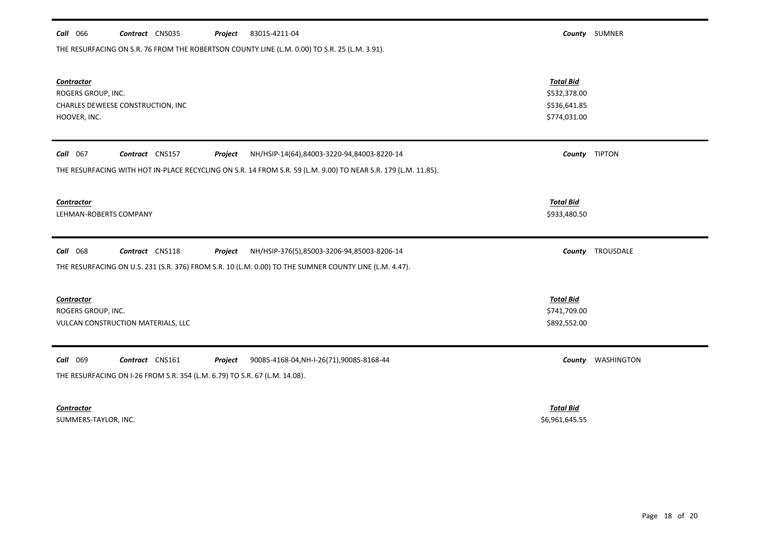**Call** 066 **Contract** CNS035 **Project** 83015-4211-04 **County** SUMNER

THE RESURFACING ON S.R. 76 FROM THE ROBERTSON COUNTY LINE (L.M. 0.00) TO S.R. 25 (L.M. 3.91).

| Contractor | Total Bid |
|---|---|
| ROGERS GROUP, INC. | \$532,378.00 |
| CHARLES DEWEESE CONSTRUCTION, INC | \$536,641.85 |
| HOOVER, INC. | \$774,031.00 |

---

**Call** 067 **Contract** CNS157 **Project** NH/HSIP-14(64),84003-3220-94,84003-8220-14 **County** TIPTON

THE RESURFACING WITH HOT IN-PLACE RECYCLING ON S.R. 14 FROM S.R. 59 (L.M. 9.00) TO NEAR S.R. 179 (L.M. 11.85).

| Contractor | Total Bid |
|---|---|
| LEHMAN-ROBERTS COMPANY | \$933,480.50 |

---

**Call** 068 **Contract** CNS118 **Project** NH/HSIP-376(5),85003-3206-94,85003-8206-14 **County** TROUSDALE

THE RESURFACING ON U.S. 231 (S.R. 376) FROM S.R. 10 (L.M. 0.00) TO THE SUMNER COUNTY LINE (L.M. 4.47).

| Contractor | Total Bid |
|---|---|
| ROGERS GROUP, INC. | \$741,709.00 |
| VULCAN CONSTRUCTION MATERIALS, LLC | \$892,552.00 |

---

**Call** 069 **Contract** CNS161 **Project** 90085-4168-04,NH-I-26(71),90085-8168-44 **County** WASHINGTON

THE RESURFACING ON I-26 FROM S.R. 354 (L.M. 6.79) TO S.R. 67 (L.M. 14.08).

| Contractor | Total Bid |
|---|---|
| SUMMERS-TAYLOR, INC. | \$6,961,645.55 |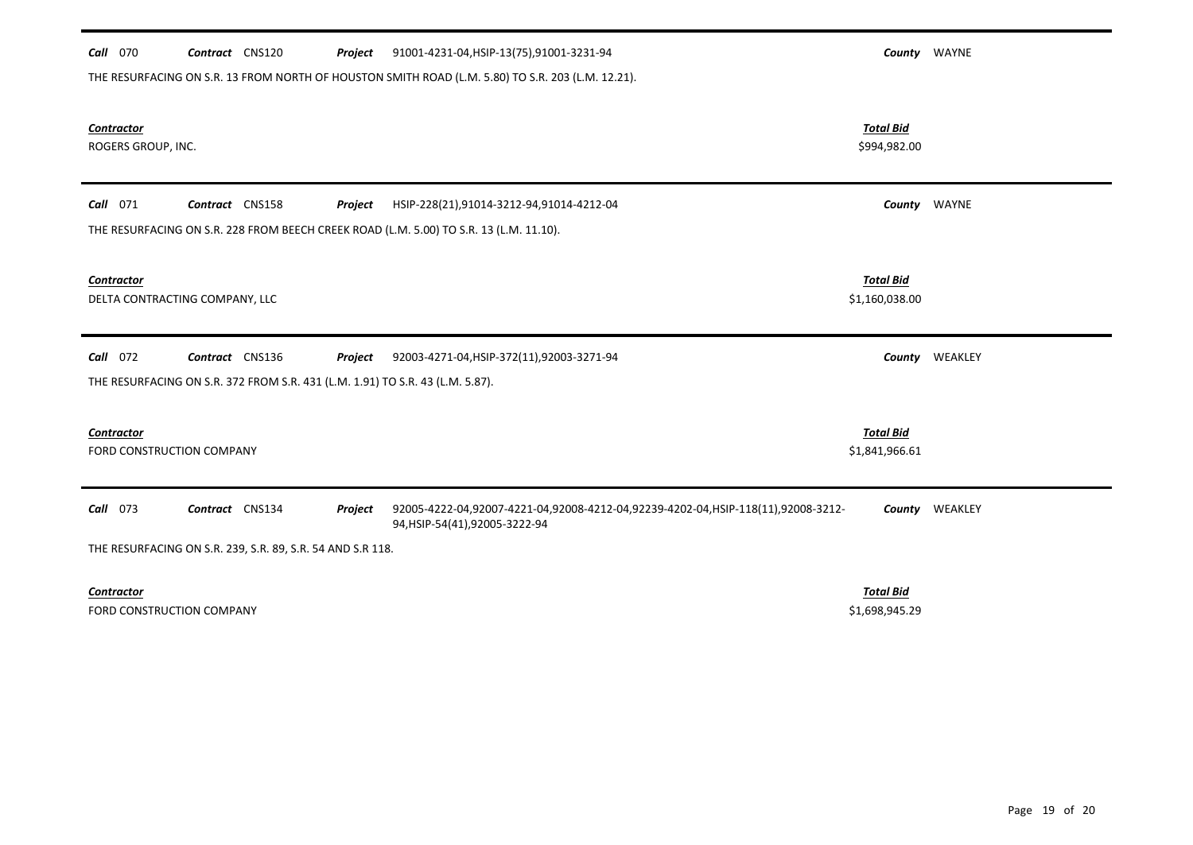**Call** 070 **Contract** CNS120 **Project** 91001-4231-04,HSIP-13(75),91001-3231-94 **County** WAYNE

THE RESURFACING ON S.R. 13 FROM NORTH OF HOUSTON SMITH ROAD (L.M. 5.80) TO S.R. 203 (L.M. 12.21).

| ***Contractor*** | ***Total Bid*** |
|---|---|
| ROGERS GROUP, INC. | $994,982.00 |

---

**Call** 071 **Contract** CNS158 **Project** HSIP-228(21),91014-3212-94,91014-4212-04 **County** WAYNE

THE RESURFACING ON S.R. 228 FROM BEECH CREEK ROAD (L.M. 5.00) TO S.R. 13 (L.M. 11.10).

| ***Contractor*** | ***Total Bid*** |
|---|---|
| DELTA CONTRACTING COMPANY, LLC | $1,160,038.00 |

---

**Call** 072 **Contract** CNS136 **Project** 92003-4271-04,HSIP-372(11),92003-3271-94 **County** WEAKLEY

THE RESURFACING ON S.R. 372 FROM S.R. 431 (L.M. 1.91) TO S.R. 43 (L.M. 5.87).

| ***Contractor*** | ***Total Bid*** |
|---|---|
| FORD CONSTRUCTION COMPANY | $1,841,966.61 |

---

**Call** 073 **Contract** CNS134 **Project** 92005-4222-04,92007-4221-04,92008-4212-04,92239-4202-04,HSIP-118(11),92008-3212-94,HSIP-54(41),92005-3222-94 **County** WEAKLEY

THE RESURFACING ON S.R. 239, S.R. 89, S.R. 54 AND S.R 118.

| ***Contractor*** | ***Total Bid*** |
|---|---|
| FORD CONSTRUCTION COMPANY | $1,698,945.29 |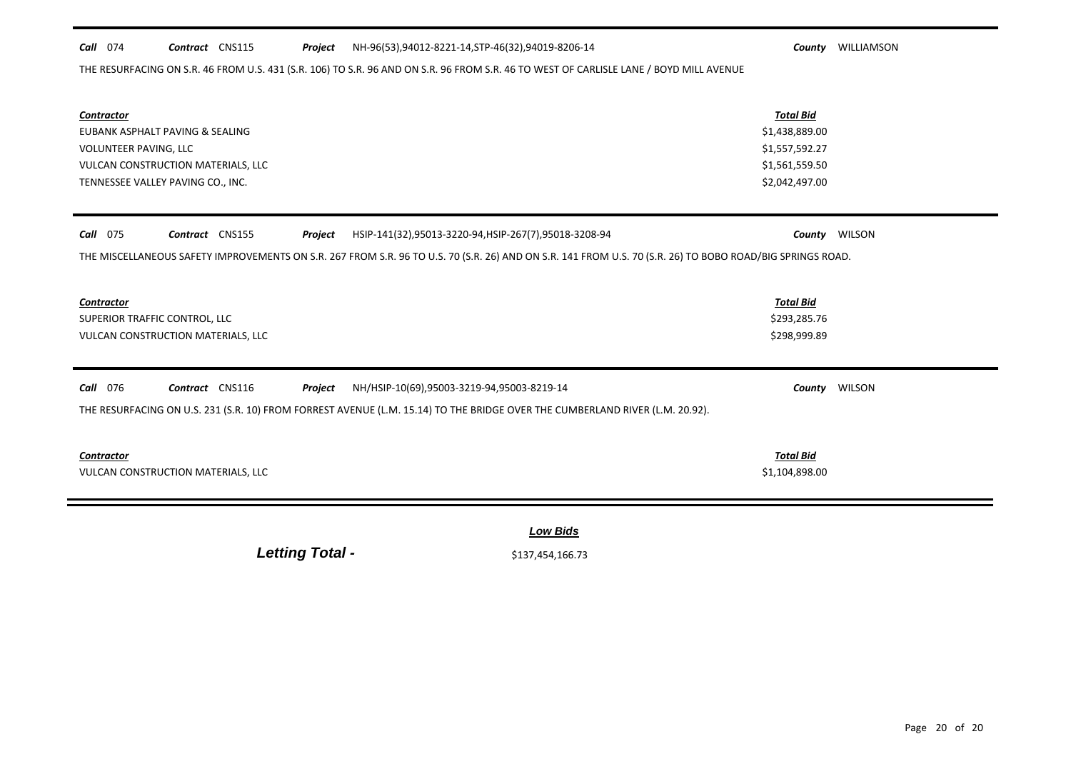**Call** 074 **Contract** CNS115 **Project** NH-96(53),94012-8221-14,STP-46(32),94019-8206-14 **County** WILLIAMSON

THE RESURFACING ON S.R. 46 FROM U.S. 431 (S.R. 106) TO S.R. 96 AND ON S.R. 96 FROM S.R. 46 TO WEST OF CARLISLE LANE / BOYD MILL AVENUE

| Contractor | Total Bid |
|---|---|
| EUBANK ASPHALT PAVING & SEALING | $1,438,889.00 |
| VOLUNTEER PAVING, LLC | $1,557,592.27 |
| VULCAN CONSTRUCTION MATERIALS, LLC | $1,561,559.50 |
| TENNESSEE VALLEY PAVING CO., INC. | $2,042,497.00 |

**Call** 075 **Contract** CNS155 **Project** HSIP-141(32),95013-3220-94,HSIP-267(7),95018-3208-94 **County** WILSON

THE MISCELLANEOUS SAFETY IMPROVEMENTS ON S.R. 267 FROM S.R. 96 TO U.S. 70 (S.R. 26) AND ON S.R. 141 FROM U.S. 70 (S.R. 26) TO BOBO ROAD/BIG SPRINGS ROAD.

| Contractor | Total Bid |
|---|---|
| SUPERIOR TRAFFIC CONTROL, LLC | $293,285.76 |
| VULCAN CONSTRUCTION MATERIALS, LLC | $298,999.89 |

**Call** 076 **Contract** CNS116 **Project** NH/HSIP-10(69),95003-3219-94,95003-8219-14 **County** WILSON

THE RESURFACING ON U.S. 231 (S.R. 10) FROM FORREST AVENUE (L.M. 15.14) TO THE BRIDGE OVER THE CUMBERLAND RIVER (L.M. 20.92).

| Contractor | Total Bid |
|---|---|
| VULCAN CONSTRUCTION MATERIALS, LLC | $1,104,898.00 |

***Low Bids***

***Letting Total -*** $137,454,166.73